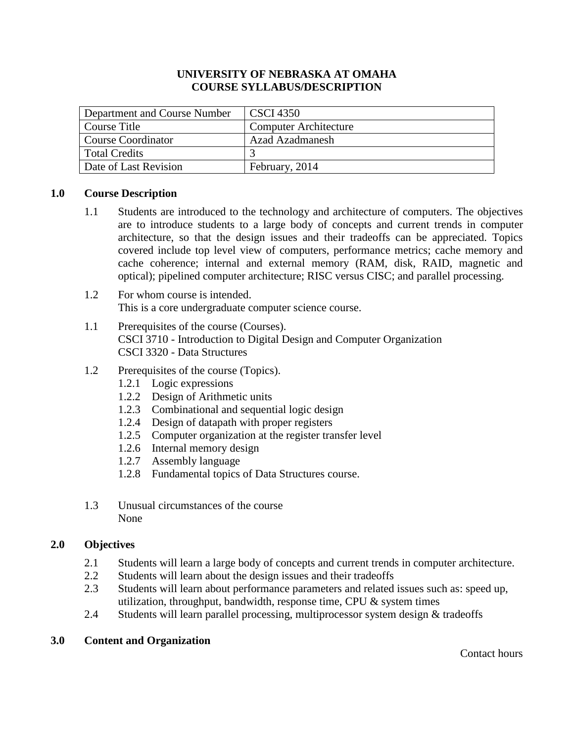**UNIVERSITY OF NEBRASKA AT OMAHA**
**COURSE SYLLABUS/DESCRIPTION**

| Department and Course Number | CSCI 4350 |
|---|---|
| Course Title | Computer Architecture |
| Course Coordinator | Azad Azadmanesh |
| Total Credits | 3 |
| Date of Last Revision | February, 2014 |

## 1.0 Course Description

1.1 Students are introduced to the technology and architecture of computers. The objectives are to introduce students to a large body of concepts and current trends in computer architecture, so that the design issues and their tradeoffs can be appreciated. Topics covered include top level view of computers, performance metrics; cache memory and cache coherence; internal and external memory (RAM, disk, RAID, magnetic and optical); pipelined computer architecture; RISC versus CISC; and parallel processing.

1.2 For whom course is intended.
This is a core undergraduate computer science course.

1.1 Prerequisites of the course (Courses).
CSCI 3710 - Introduction to Digital Design and Computer Organization
CSCI 3320 - Data Structures

1.2 Prerequisites of the course (Topics).
- 1.2.1 Logic expressions
- 1.2.2 Design of Arithmetic units
- 1.2.3 Combinational and sequential logic design
- 1.2.4 Design of datapath with proper registers
- 1.2.5 Computer organization at the register transfer level
- 1.2.6 Internal memory design
- 1.2.7 Assembly language
- 1.2.8 Fundamental topics of Data Structures course.

1.3 Unusual circumstances of the course
None

## 2.0 Objectives

2.1 Students will learn a large body of concepts and current trends in computer architecture.
2.2 Students will learn about the design issues and their tradeoffs
2.3 Students will learn about performance parameters and related issues such as: speed up, utilization, throughput, bandwidth, response time, CPU & system times
2.4 Students will learn parallel processing, multiprocessor system design & tradeoffs

## 3.0 Content and Organization

Contact hours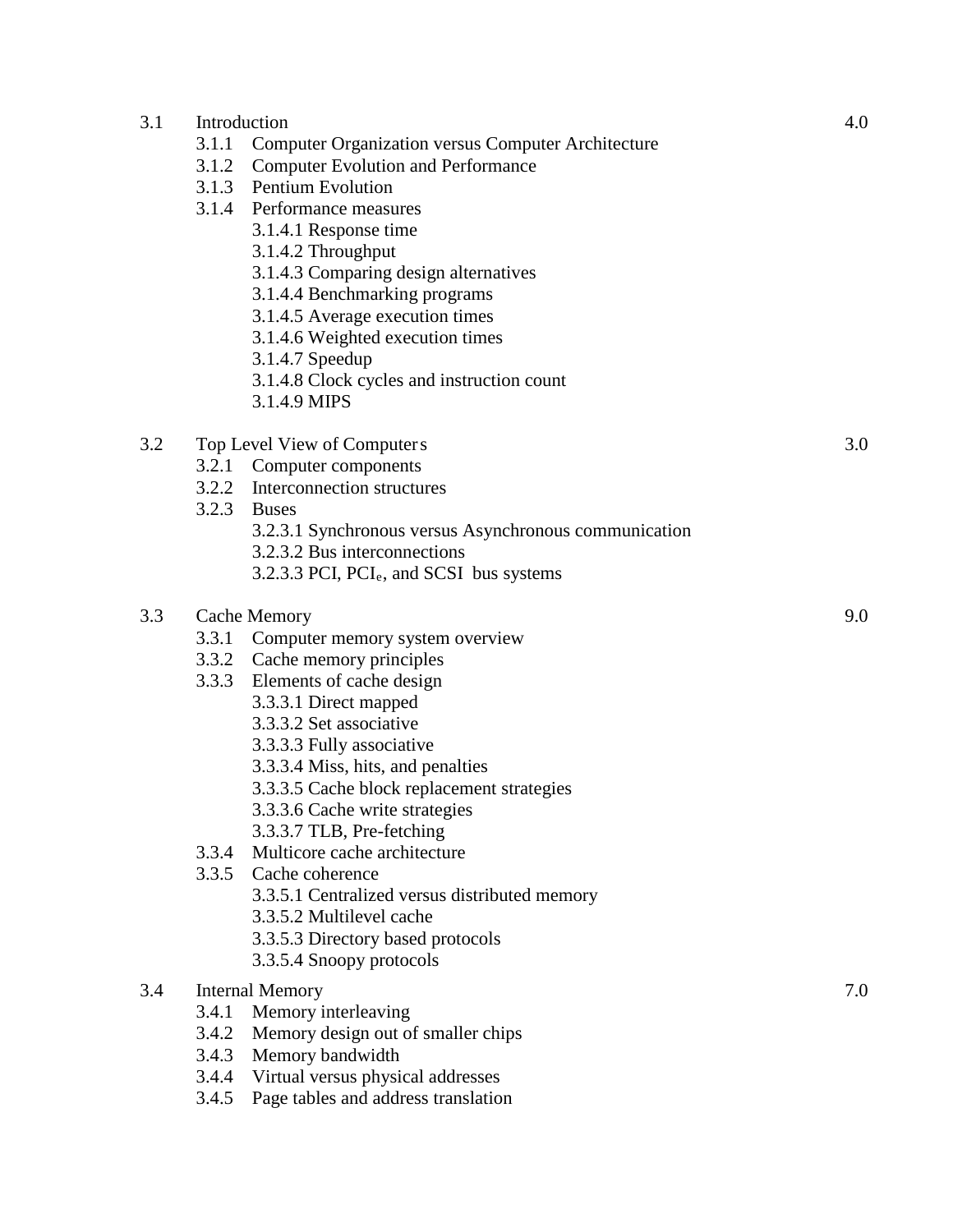3.1 Introduction 4.0

- 3.1.1 Computer Organization versus Computer Architecture
- 3.1.2 Computer Evolution and Performance
- 3.1.3 Pentium Evolution
- 3.1.4 Performance measures
  - 3.1.4.1 Response time
  - 3.1.4.2 Throughput
  - 3.1.4.3 Comparing design alternatives
  - 3.1.4.4 Benchmarking programs
  - 3.1.4.5 Average execution times
  - 3.1.4.6 Weighted execution times
  - 3.1.4.7 Speedup
  - 3.1.4.8 Clock cycles and instruction count
  - 3.1.4.9 MIPS

3.2 Top Level View of Computers 3.0

- 3.2.1 Computer components
- 3.2.2 Interconnection structures
- 3.2.3 Buses
  - 3.2.3.1 Synchronous versus Asynchronous communication
  - 3.2.3.2 Bus interconnections
  - 3.2.3.3 PCI, $PCI_e$, and SCSI bus systems

3.3 Cache Memory 9.0

- 3.3.1 Computer memory system overview
- 3.3.2 Cache memory principles
- 3.3.3 Elements of cache design
  - 3.3.3.1 Direct mapped
  - 3.3.3.2 Set associative
  - 3.3.3.3 Fully associative
  - 3.3.3.4 Miss, hits, and penalties
  - 3.3.3.5 Cache block replacement strategies
  - 3.3.3.6 Cache write strategies
  - 3.3.3.7 TLB, Pre-fetching
- 3.3.4 Multicore cache architecture
- 3.3.5 Cache coherence
  - 3.3.5.1 Centralized versus distributed memory
  - 3.3.5.2 Multilevel cache
  - 3.3.5.3 Directory based protocols
  - 3.3.5.4 Snoopy protocols

3.4 Internal Memory 7.0

- 3.4.1 Memory interleaving
- 3.4.2 Memory design out of smaller chips
- 3.4.3 Memory bandwidth
- 3.4.4 Virtual versus physical addresses
- 3.4.5 Page tables and address translation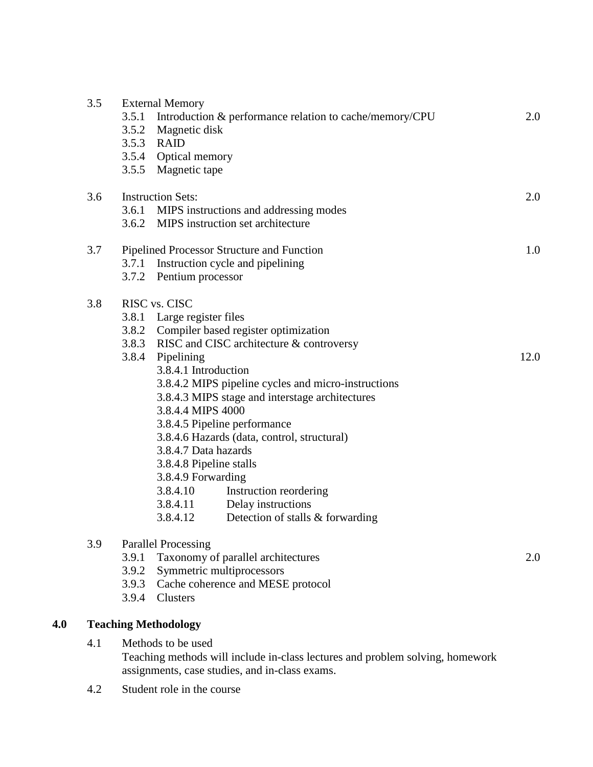3.5 External Memory
- 3.5.1 Introduction & performance relation to cache/memory/CPU — 2.0
- 3.5.2 Magnetic disk
- 3.5.3 RAID
- 3.5.4 Optical memory
- 3.5.5 Magnetic tape

3.6 Instruction Sets: — 2.0
- 3.6.1 MIPS instructions and addressing modes
- 3.6.2 MIPS instruction set architecture

3.7 Pipelined Processor Structure and Function — 1.0
- 3.7.1 Instruction cycle and pipelining
- 3.7.2 Pentium processor

3.8 RISC vs. CISC
- 3.8.1 Large register files
- 3.8.2 Compiler based register optimization
- 3.8.3 RISC and CISC architecture & controversy
- 3.8.4 Pipelining — 12.0
  - 3.8.4.1 Introduction
  - 3.8.4.2 MIPS pipeline cycles and micro-instructions
  - 3.8.4.3 MIPS stage and interstage architectures
  - 3.8.4.4 MIPS 4000
  - 3.8.4.5 Pipeline performance
  - 3.8.4.6 Hazards (data, control, structural)
  - 3.8.4.7 Data hazards
  - 3.8.4.8 Pipeline stalls
  - 3.8.4.9 Forwarding
  - 3.8.4.10 Instruction reordering
  - 3.8.4.11 Delay instructions
  - 3.8.4.12 Detection of stalls & forwarding

3.9 Parallel Processing
- 3.9.1 Taxonomy of parallel architectures — 2.0
- 3.9.2 Symmetric multiprocessors
- 3.9.3 Cache coherence and MESE protocol
- 3.9.4 Clusters

## 4.0 Teaching Methodology

4.1 Methods to be used

Teaching methods will include in-class lectures and problem solving, homework assignments, case studies, and in-class exams.

4.2 Student role in the course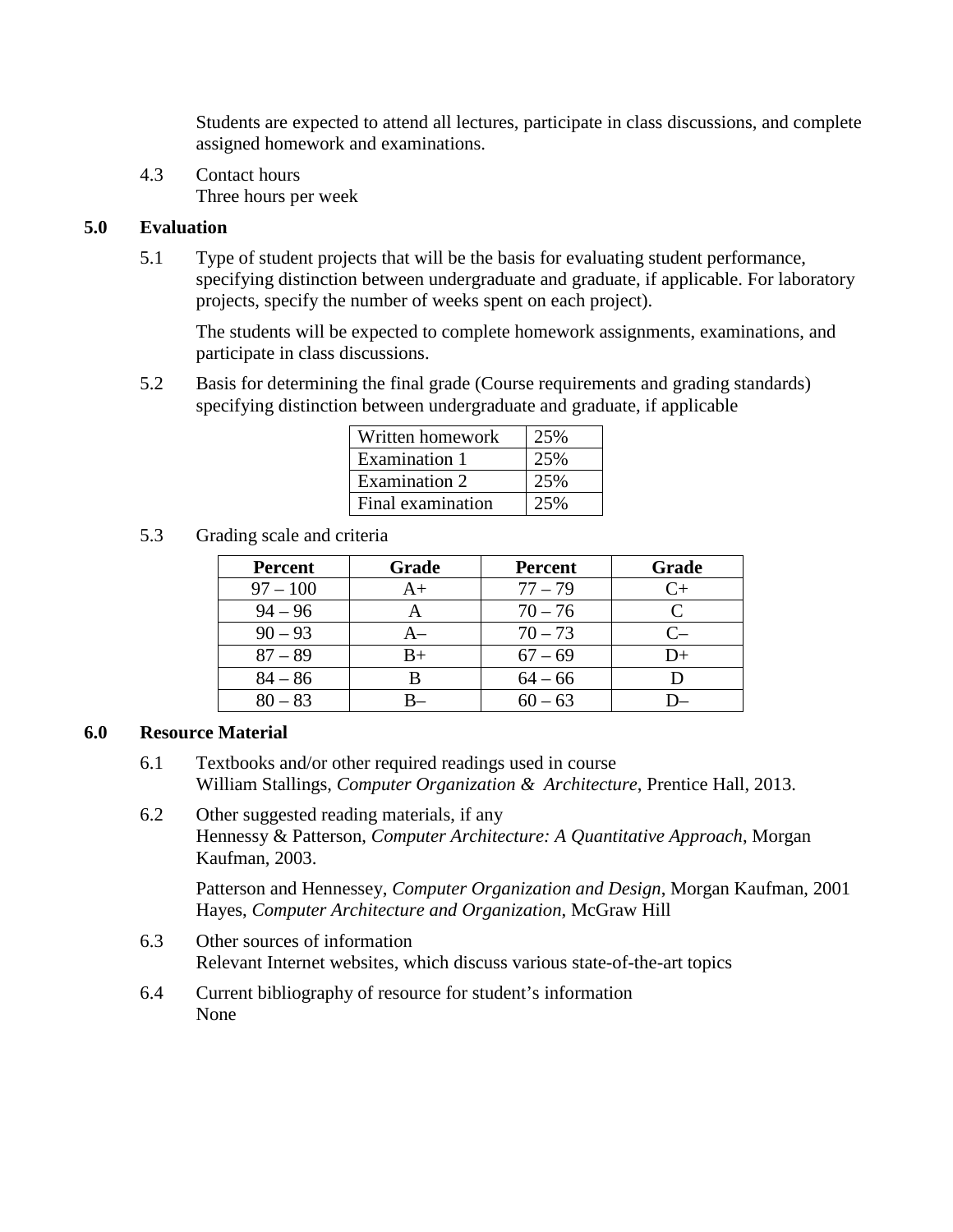Students are expected to attend all lectures, participate in class discussions, and complete assigned homework and examinations.

4.3 Contact hours
Three hours per week

## 5.0 Evaluation

5.1 Type of student projects that will be the basis for evaluating student performance, specifying distinction between undergraduate and graduate, if applicable. For laboratory projects, specify the number of weeks spent on each project).

The students will be expected to complete homework assignments, examinations, and participate in class discussions.

5.2 Basis for determining the final grade (Course requirements and grading standards) specifying distinction between undergraduate and graduate, if applicable

| Written homework | 25% |
|---|---|
| Examination 1 | 25% |
| Examination 2 | 25% |
| Final examination | 25% |

5.3 Grading scale and criteria

| Percent | Grade | Percent | Grade |
|---|---|---|---|
| 97 – 100 | A+ | 77 – 79 | C+ |
| 94 – 96 | A | 70 – 76 | C |
| 90 – 93 | A– | 70 – 73 | C– |
| 87 – 89 | B+ | 67 – 69 | D+ |
| 84 – 86 | B | 64 – 66 | D |
| 80 – 83 | B– | 60 – 63 | D– |

## 6.0 Resource Material

6.1 Textbooks and/or other required readings used in course
William Stallings, *Computer Organization & Architecture*, Prentice Hall, 2013.

6.2 Other suggested reading materials, if any
Hennessy & Patterson, *Computer Architecture: A Quantitative Approach*, Morgan Kaufman, 2003.

Patterson and Hennessey, *Computer Organization and Design*, Morgan Kaufman, 2001
Hayes, *Computer Architecture and Organization*, McGraw Hill

6.3 Other sources of information
Relevant Internet websites, which discuss various state-of-the-art topics

6.4 Current bibliography of resource for student's information
None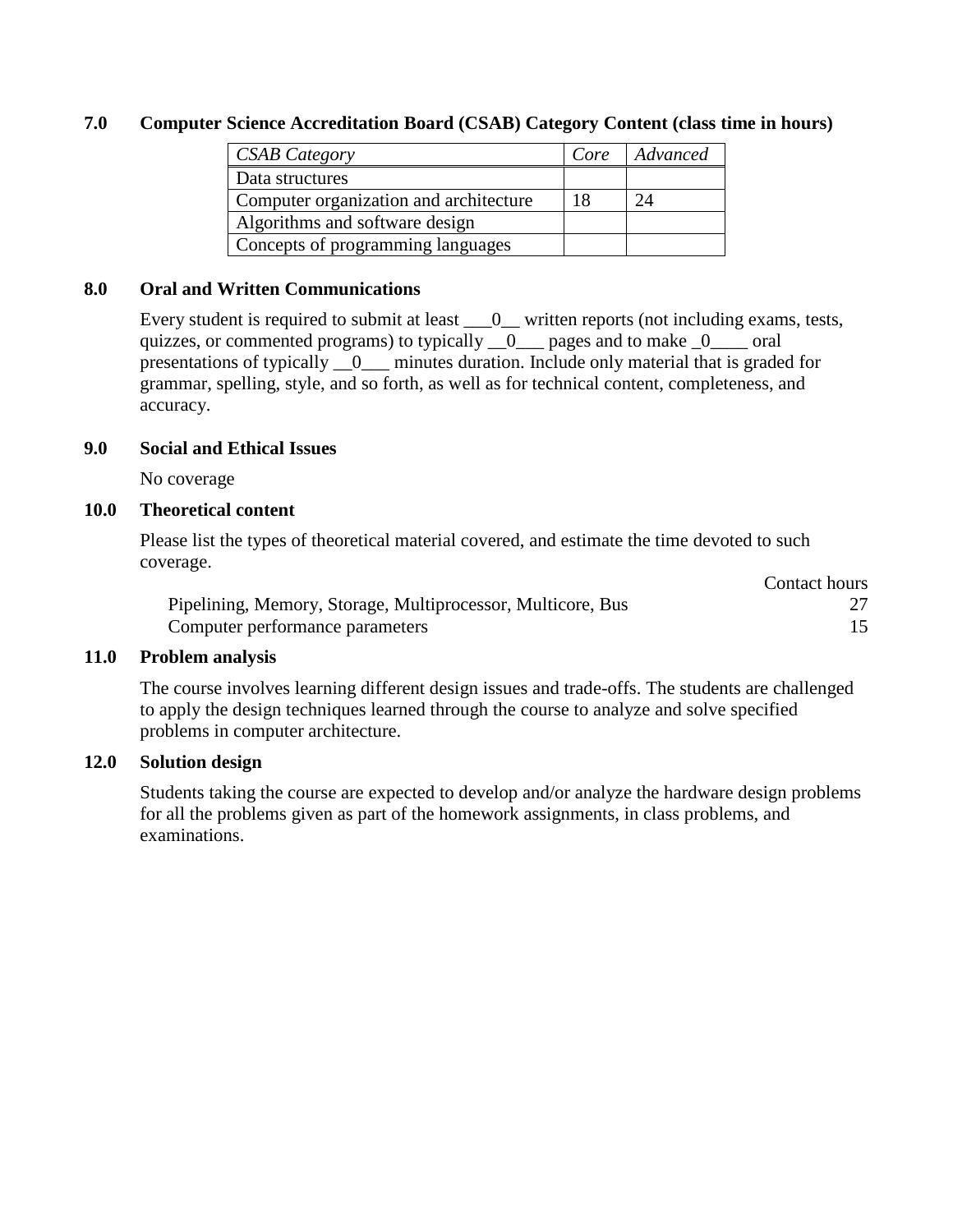## 7.0 Computer Science Accreditation Board (CSAB) Category Content (class time in hours)

| *CSAB Category* | *Core* | *Advanced* |
| --- | --- | --- |
| Data structures | | |
| Computer organization and architecture | 18 | 24 |
| Algorithms and software design | | |
| Concepts of programming languages | | |

## 8.0 Oral and Written Communications

Every student is required to submit at least ___0__ written reports (not including exams, tests, quizzes, or commented programs) to typically __0___ pages and to make _0____ oral presentations of typically __0___ minutes duration. Include only material that is graded for grammar, spelling, style, and so forth, as well as for technical content, completeness, and accuracy.

## 9.0 Social and Ethical Issues

No coverage

## 10.0 Theoretical content

Please list the types of theoretical material covered, and estimate the time devoted to such coverage.

| | Contact hours |
| --- | --- |
| Pipelining, Memory, Storage, Multiprocessor, Multicore, Bus | 27 |
| Computer performance parameters | 15 |

## 11.0 Problem analysis

The course involves learning different design issues and trade-offs. The students are challenged to apply the design techniques learned through the course to analyze and solve specified problems in computer architecture.

## 12.0 Solution design

Students taking the course are expected to develop and/or analyze the hardware design problems for all the problems given as part of the homework assignments, in class problems, and examinations.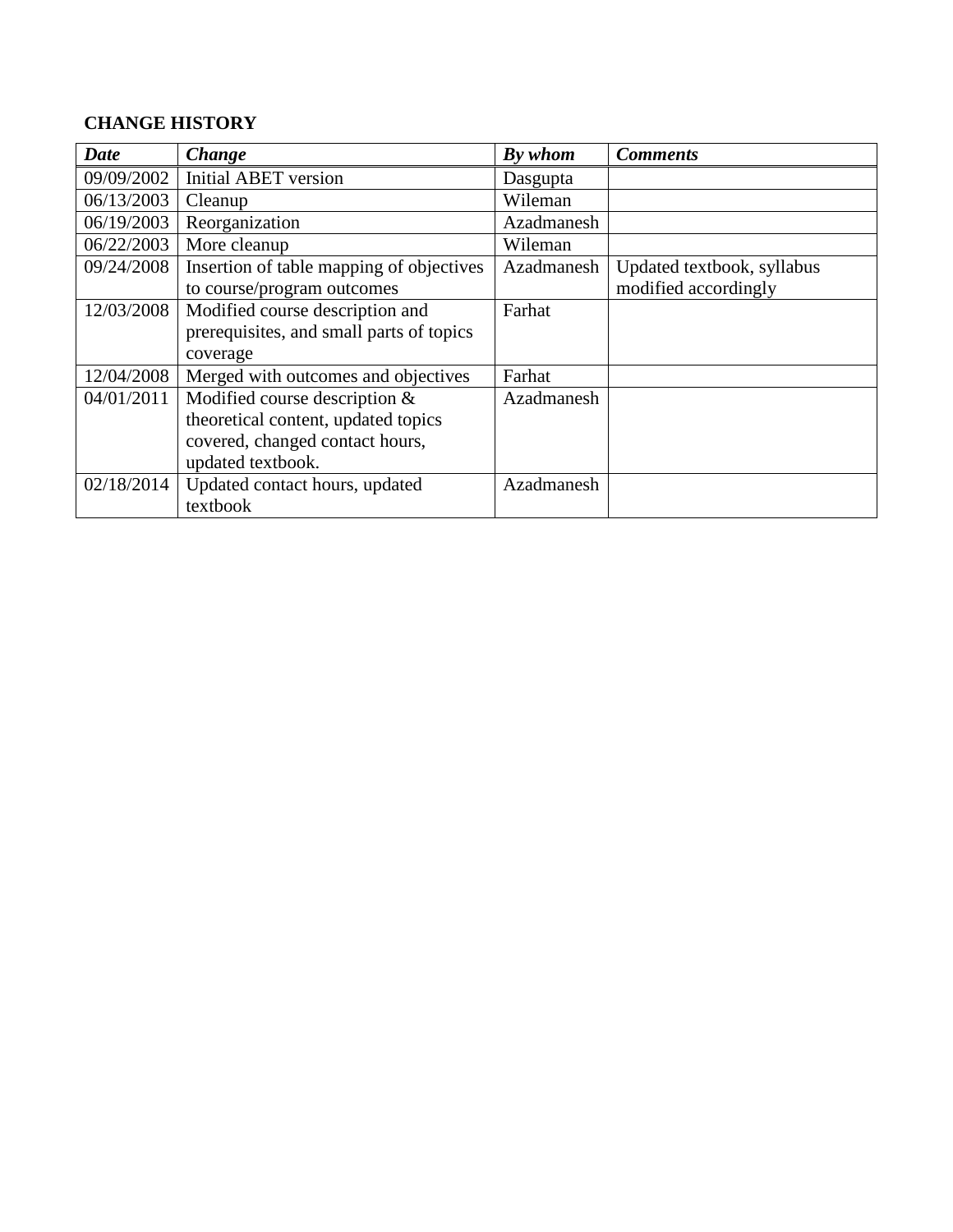**CHANGE HISTORY**

| *Date* | *Change* | *By whom* | *Comments* |
|---|---|---|---|
| 09/09/2002 | Initial ABET version | Dasgupta | |
| 06/13/2003 | Cleanup | Wileman | |
| 06/19/2003 | Reorganization | Azadmanesh | |
| 06/22/2003 | More cleanup | Wileman | |
| 09/24/2008 | Insertion of table mapping of objectives to course/program outcomes | Azadmanesh | Updated textbook, syllabus modified accordingly |
| 12/03/2008 | Modified course description and prerequisites, and small parts of topics coverage | Farhat | |
| 12/04/2008 | Merged with outcomes and objectives | Farhat | |
| 04/01/2011 | Modified course description & theoretical content, updated topics covered, changed contact hours, updated textbook. | Azadmanesh | |
| 02/18/2014 | Updated contact hours, updated textbook | Azadmanesh | |